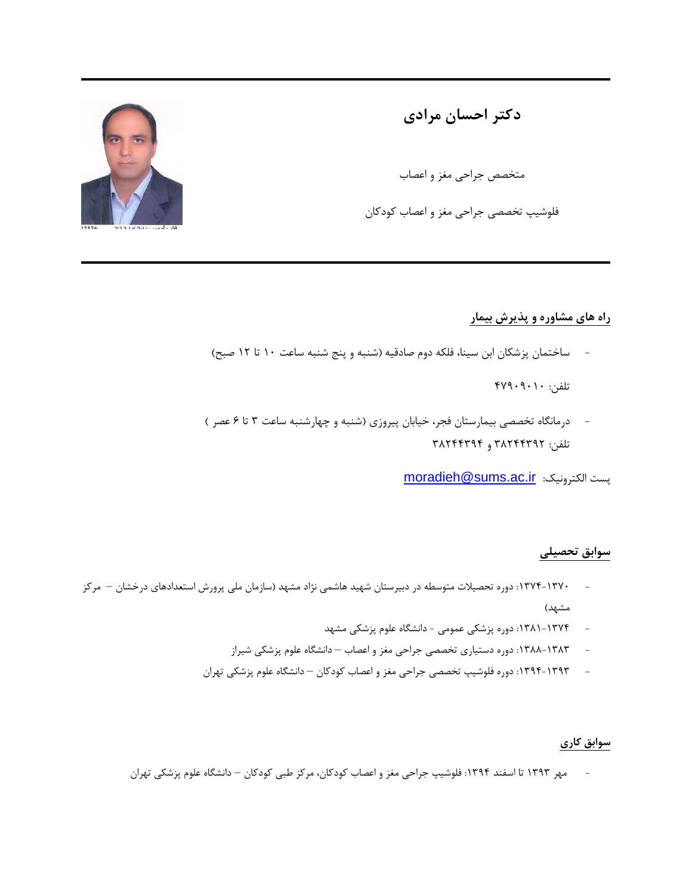# دکتر احسان مرادی

متخصص جراحی مغز و اعصاب

فلوشیپ تخصصی جراحی مغز و اعصاب کودکان

---

## راه های مشاوره و پذیرش بیمار

- ساختمان پزشکان ابن سینا، فلکه دوم صادقیه (شنبه و پنج شنبه ساعت ۱۰ تا ۱۲ صبح)

  تلفن: ۴۷۹۰۹۰۱۰

- درمانگاه تخصصی بیمارستان فجر، خیابان پیروزی (شنبه و چهارشنبه ساعت ۳ تا ۶ عصر )

  تلفن: ۳۸۲۴۴۳۹۲ و ۳۸۲۴۴۳۹۴

پست الکترونیک: moradieh@sums.ac.ir

## سوابق تحصیلی

- ۱۳۷۰-۱۳۷۴: دوره تحصیلات متوسطه در دبیرستان شهید هاشمی نژاد مشهد (سازمان ملی پرورش استعدادهای درخشان – مرکز مشهد)
- ۱۳۷۴-۱۳۸۱: دوره پزشکی عمومی - دانشگاه علوم پزشکی مشهد
- ۱۳۸۳-۱۳۸۸: دوره دستیاری تخصصی جراحی مغز و اعصاب – دانشگاه علوم پزشکی شیراز
- ۱۳۹۳-۱۳۹۴: دوره فلوشیپ تخصصی جراحی مغز و اعصاب کودکان – دانشگاه علوم پزشکی تهران

## سوابق کاری

- مهر ۱۳۹۳ تا اسفند ۱۳۹۴: فلوشیپ جراحی مغز و اعصاب کودکان، مرکز طبی کودکان – دانشگاه علوم پزشکی تهران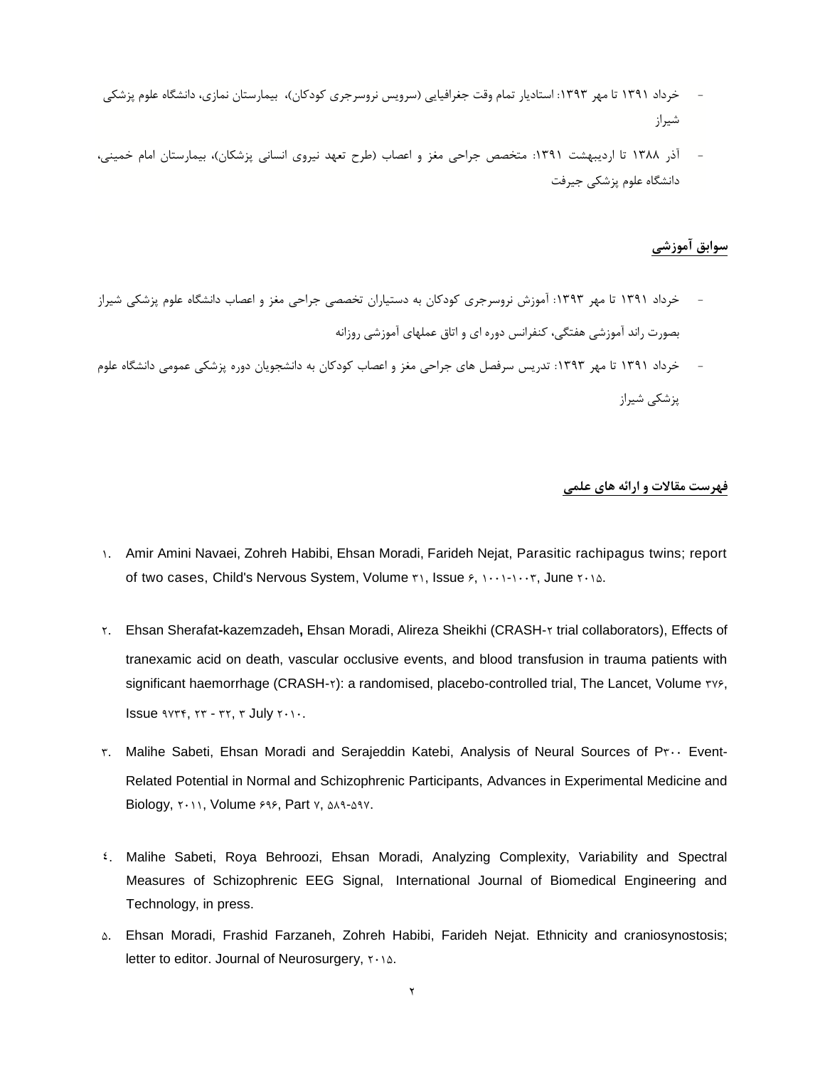- خرداد ۱۳۹۱ تا مهر ۱۳۹۳: استادیار تمام وقت جغرافیایی (سرویس نوروسرجری کودکان)، بیمارستان نمازی، دانشگاه علوم پزشکی شیراز
- آذر ۱۳۸۸ تا اردیبهشت ۱۳۹۱: متخصص جراحی مغز و اعصاب (طرح تعهد نیروی انسانی پزشکان)، بیمارستان امام خمینی، دانشگاه علوم پزشکی جیرفت

## سوابق آموزشی

- خرداد ۱۳۹۱ تا مهر ۱۳۹۳: آموزش نوروسرجری کودکان به دستیاران تخصصی جراحی مغز و اعصاب دانشگاه علوم پزشکی شیراز بصورت راند آموزشی هفتگی، کنفرانس دوره ای و اتاق عملهای آموزشی روزانه
- خرداد ۱۳۹۱ تا مهر ۱۳۹۳: تدریس سرفصل های جراحی مغز و اعصاب کودکان به دانشجویان دوره پزشکی عمومی دانشگاه علوم پزشکی شیراز

## فهرست مقالات و ارائه های علمی

١. Amir Amini Navaei, Zohreh Habibi, Ehsan Moradi, Farideh Nejat, Parasitic rachipagus twins; report of two cases, Child's Nervous System, Volume ٣١, Issue ۶, ١٠٠١-١٠٠٣, June ٢٠١۵.

٢. Ehsan Sherafat-kazemzadeh**,** Ehsan Moradi, Alireza Sheikhi (CRASH-٢ trial collaborators), Effects of tranexamic acid on death, vascular occlusive events, and blood transfusion in trauma patients with significant haemorrhage (CRASH-٢): a randomised, placebo-controlled trial, The Lancet, Volume ٣٧۶, Issue ٩٧٣۴, ٢٣ - ٣٢, ٣ July ٢٠١٠.

٣. Malihe Sabeti, Ehsan Moradi and Serajeddin Katebi, Analysis of Neural Sources of P٣٠٠ Event-Related Potential in Normal and Schizophrenic Participants, Advances in Experimental Medicine and Biology, ٢٠١١, Volume ۶٩۶, Part ٧, ۵٨٩-۵٩٧.

٤. Malihe Sabeti, Roya Behroozi, Ehsan Moradi, Analyzing Complexity, Variability and Spectral Measures of Schizophrenic EEG Signal, International Journal of Biomedical Engineering and Technology, in press.

۵. Ehsan Moradi, Frashid Farzaneh, Zohreh Habibi, Farideh Nejat. Ethnicity and craniosynostosis; letter to editor. Journal of Neurosurgery, ٢٠١۵.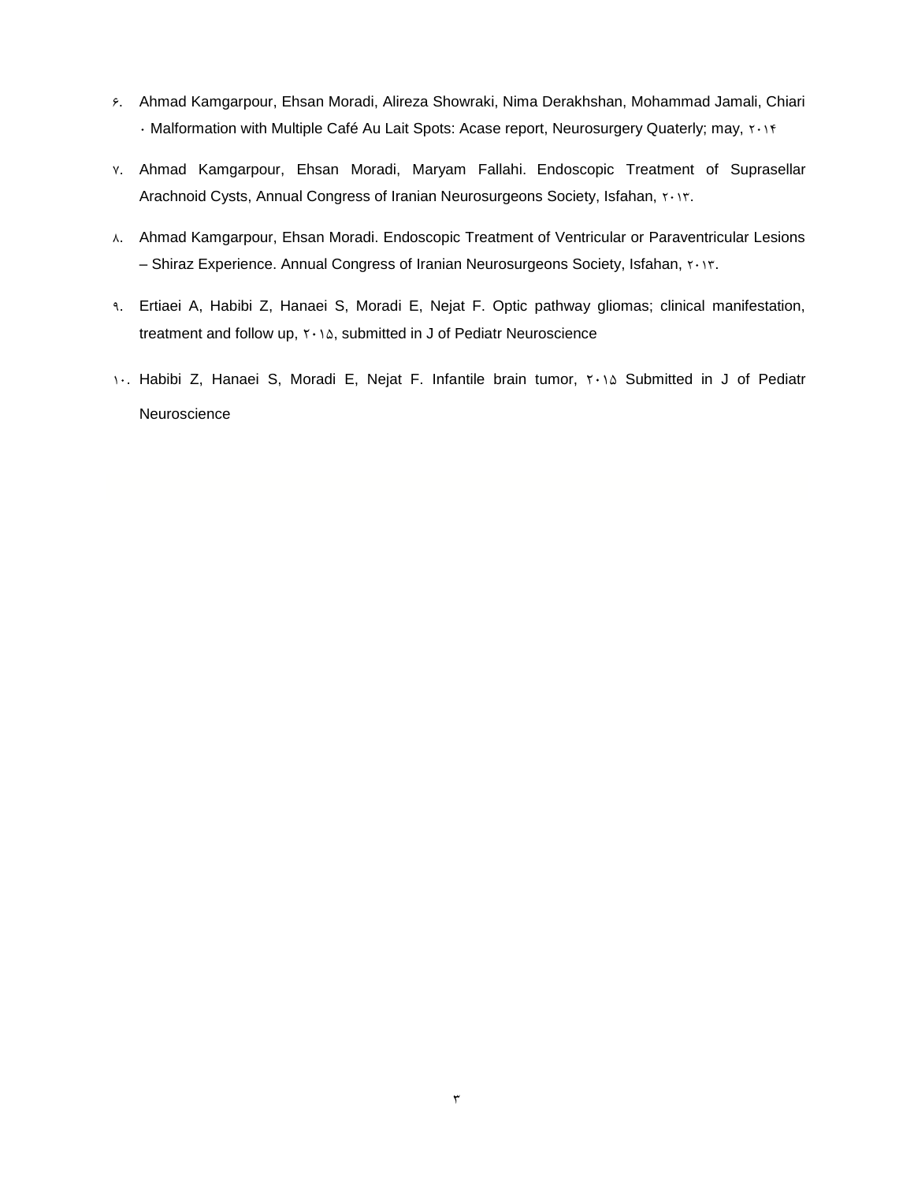۶. Ahmad Kamgarpour, Ehsan Moradi, Alireza Showraki, Nima Derakhshan, Mohammad Jamali, Chiari ۰ Malformation with Multiple Café Au Lait Spots: Acase report, Neurosurgery Quaterly; may, ۲۰۱۴

۷. Ahmad Kamgarpour, Ehsan Moradi, Maryam Fallahi. Endoscopic Treatment of Suprasellar Arachnoid Cysts, Annual Congress of Iranian Neurosurgeons Society, Isfahan, ۲۰۱۳.

۸. Ahmad Kamgarpour, Ehsan Moradi. Endoscopic Treatment of Ventricular or Paraventricular Lesions – Shiraz Experience. Annual Congress of Iranian Neurosurgeons Society, Isfahan, ۲۰۱۳.

۹. Ertiaei A, Habibi Z, Hanaei S, Moradi E, Nejat F. Optic pathway gliomas; clinical manifestation, treatment and follow up, ۲۰۱۵, submitted in J of Pediatr Neuroscience

۱۰. Habibi Z, Hanaei S, Moradi E, Nejat F. Infantile brain tumor, ۲۰۱۵ Submitted in J of Pediatr Neuroscience